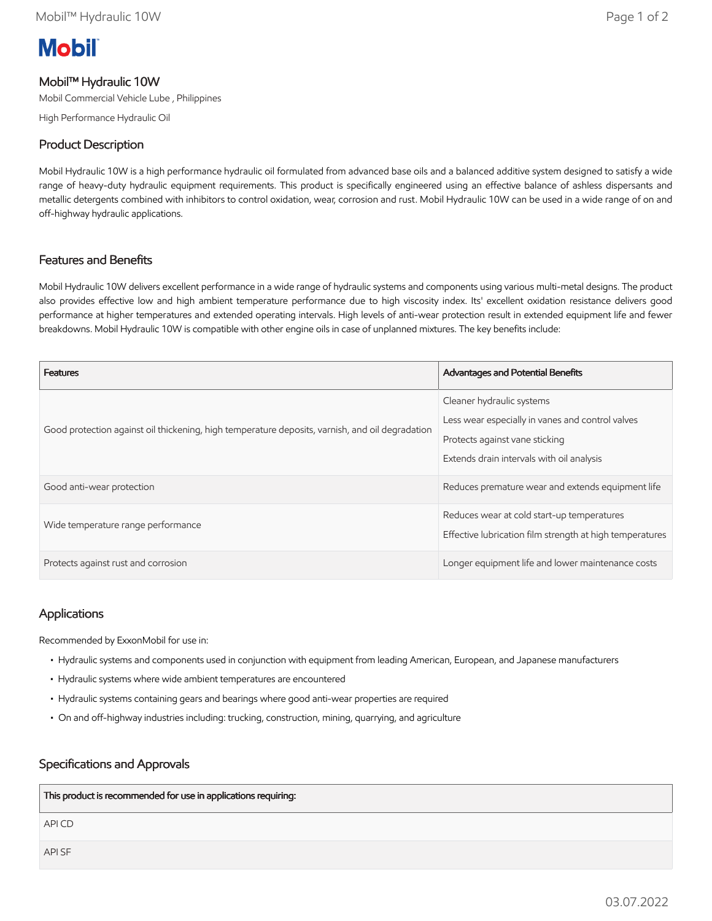Mobil

# Mobil™ Hydraulic 10W

Mobil Commercial Vehicle Lube , Philippines

High Performance Hydraulic Oil

## Product Description

Mobil Hydraulic 10W is a high performance hydraulic oil formulated from advanced base oils and a balanced additive system designed to satisfy a wide range of heavy-duty hydraulic equipment requirements. This product is specifically engineered using an effective balance of ashless dispersants and metallic detergents combined with inhibitors to control oxidation, wear, corrosion and rust. Mobil Hydraulic 10W can be used in a wide range of on and off-highway hydraulic applications.

## Features and Benefits

Mobil Hydraulic 10W delivers excellent performance in a wide range of hydraulic systems and components using various multi-metal designs. The product also provides effective low and high ambient temperature performance due to high viscosity index. Its' excellent oxidation resistance delivers good performance at higher temperatures and extended operating intervals. High levels of anti-wear protection result in extended equipment life and fewer breakdowns. Mobil Hydraulic 10W is compatible with other engine oils in case of unplanned mixtures. The key benefits include:

| Features | Advantages and Potential Benefits |
| --- | --- |
| Good protection against oil thickening, high temperature deposits, varnish, and oil degradation | Cleaner hydraulic systems<br>Less wear especially in vanes and control valves<br>Protects against vane sticking<br>Extends drain intervals with oil analysis |
| Good anti-wear protection | Reduces premature wear and extends equipment life |
| Wide temperature range performance | Reduces wear at cold start-up temperatures<br>Effective lubrication film strength at high temperatures |
| Protects against rust and corrosion | Longer equipment life and lower maintenance costs |

## Applications

Recommended by ExxonMobil for use in:

- Hydraulic systems and components used in conjunction with equipment from leading American, European, and Japanese manufacturers
- Hydraulic systems where wide ambient temperatures are encountered
- Hydraulic systems containing gears and bearings where good anti-wear properties are required
- On and off-highway industries including: trucking, construction, mining, quarrying, and agriculture

## Specifications and Approvals

| This product is recommended for use in applications requiring: |
| --- |
| API CD |
| API SF |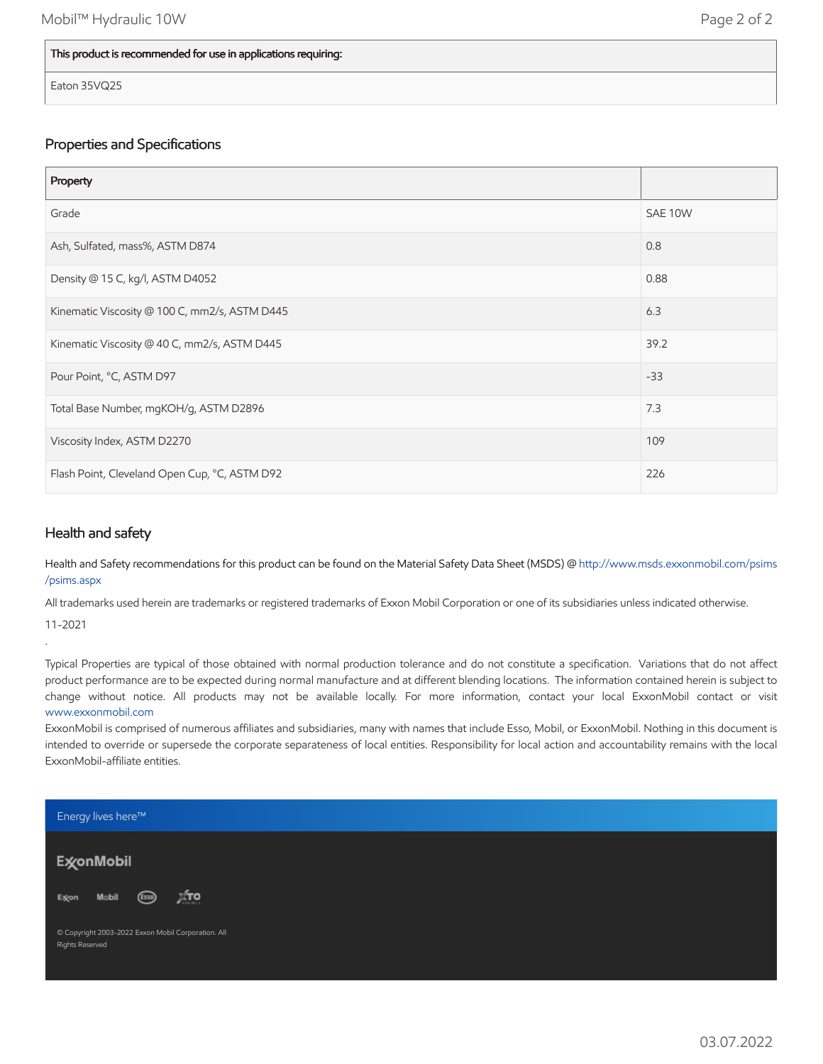| This product is recommended for use in applications requiring: |
|---|
| Eaton 35VQ25 |

## Properties and Specifications

| Property | |
|---|---|
| Grade | SAE 10W |
| Ash, Sulfated, mass%, ASTM D874 | 0.8 |
| Density @ 15 C, kg/l, ASTM D4052 | 0.88 |
| Kinematic Viscosity @ 100 C, mm2/s, ASTM D445 | 6.3 |
| Kinematic Viscosity @ 40 C, mm2/s, ASTM D445 | 39.2 |
| Pour Point, °C, ASTM D97 | -33 |
| Total Base Number, mgKOH/g, ASTM D2896 | 7.3 |
| Viscosity Index, ASTM D2270 | 109 |
| Flash Point, Cleveland Open Cup, °C, ASTM D92 | 226 |

## Health and safety

Health and Safety recommendations for this product can be found on the Material Safety Data Sheet (MSDS) @ http://www.msds.exxonmobil.com/psims/psims.aspx

All trademarks used herein are trademarks or registered trademarks of Exxon Mobil Corporation or one of its subsidiaries unless indicated otherwise.

11-2021

.

Typical Properties are typical of those obtained with normal production tolerance and do not constitute a specification. Variations that do not affect product performance are to be expected during normal manufacture and at different blending locations. The information contained herein is subject to change without notice. All products may not be available locally. For more information, contact your local ExxonMobil contact or visit www.exxonmobil.com

ExxonMobil is comprised of numerous affiliates and subsidiaries, many with names that include Esso, Mobil, or ExxonMobil. Nothing in this document is intended to override or supersede the corporate separateness of local entities. Responsibility for local action and accountability remains with the local ExxonMobil-affiliate entities.

Energy lives here™

ExxonMobil

Exxon Mobil Esso XTO

© Copyright 2003-2022 Exxon Mobil Corporation. All Rights Reserved

03.07.2022